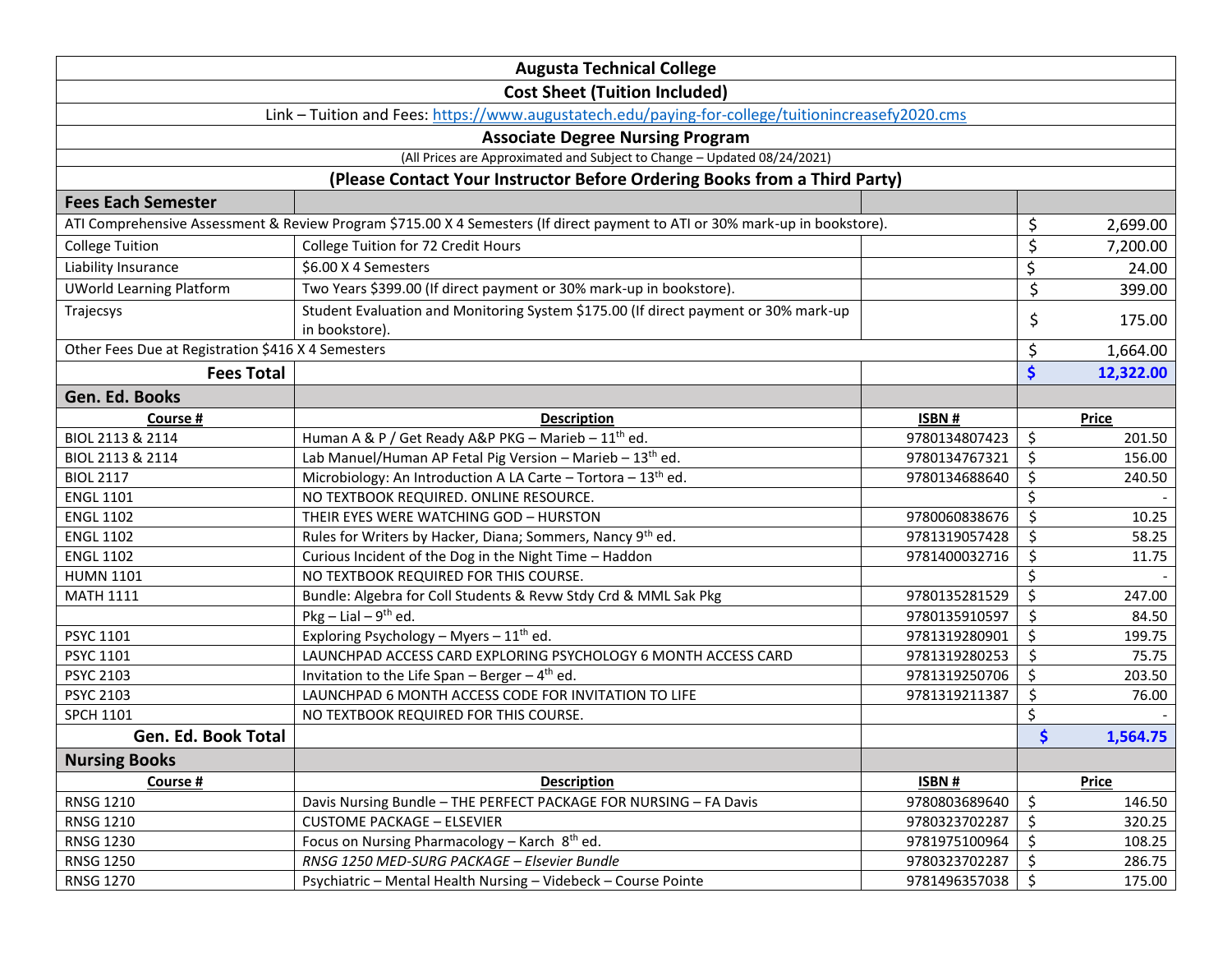# Augusta Technical College

## Cost Sheet (Tuition Included)

Link – Tuition and Fees: https://www.augustatech.edu/paying-for-college/tuitionincreasefy2020.cms

## Associate Degree Nursing Program

(All Prices are Approximated and Subject to Change – Updated 08/24/2021)

**(Please Contact Your Instructor Before Ordering Books from a Third Party)**

| **Fees Each Semester** | | | |
|---|---|---|---|
| ATI Comprehensive Assessment & Review Program $715.00 X 4 Semesters (If direct payment to ATI or 30% mark-up in bookstore). | | | $ 2,699.00 |
| College Tuition | College Tuition for 72 Credit Hours | | $ 7,200.00 |
| Liability Insurance | $6.00 X 4 Semesters | | $ 24.00 |
| UWorld Learning Platform | Two Years $399.00 (If direct payment or 30% mark-up in bookstore). | | $ 399.00 |
| Trajecsys | Student Evaluation and Monitoring System $175.00 (If direct payment or 30% mark-up in bookstore). | | $ 175.00 |
| Other Fees Due at Registration $416 X 4 Semesters | | | $ 1,664.00 |
| **Fees Total** | | | **$ 12,322.00** |
| **Gen. Ed. Books** | | | |
| **Course #** | **Description** | **ISBN #** | **Price** |
| BIOL 2113 & 2114 | Human A & P / Get Ready A&P PKG – Marieb – 11th ed. | 9780134807423 | $ 201.50 |
| BIOL 2113 & 2114 | Lab Manuel/Human AP Fetal Pig Version – Marieb – 13th ed. | 9780134767321 | $ 156.00 |
| BIOL 2117 | Microbiology: An Introduction A LA Carte – Tortora – 13th ed. | 9780134688640 | $ 240.50 |
| ENGL 1101 | NO TEXTBOOK REQUIRED. ONLINE RESOURCE. | | $ - |
| ENGL 1102 | THEIR EYES WERE WATCHING GOD – HURSTON | 9780060838676 | $ 10.25 |
| ENGL 1102 | Rules for Writers by Hacker, Diana; Sommers, Nancy 9th ed. | 9781319057428 | $ 58.25 |
| ENGL 1102 | Curious Incident of the Dog in the Night Time – Haddon | 9781400032716 | $ 11.75 |
| HUMN 1101 | NO TEXTBOOK REQUIRED FOR THIS COURSE. | | $ - |
| MATH 1111 | Bundle: Algebra for Coll Students & Revw Stdy Crd & MML Sak Pkg | 9780135281529 | $ 247.00 |
| | Pkg – Lial – 9th ed. | 9780135910597 | $ 84.50 |
| PSYC 1101 | Exploring Psychology – Myers – 11th ed. | 9781319280901 | $ 199.75 |
| PSYC 1101 | LAUNCHPAD ACCESS CARD EXPLORING PSYCHOLOGY 6 MONTH ACCESS CARD | 9781319280253 | $ 75.75 |
| PSYC 2103 | Invitation to the Life Span – Berger – 4th ed. | 9781319250706 | $ 203.50 |
| PSYC 2103 | LAUNCHPAD 6 MONTH ACCESS CODE FOR INVITATION TO LIFE | 9781319211387 | $ 76.00 |
| SPCH 1101 | NO TEXTBOOK REQUIRED FOR THIS COURSE. | | $ - |
| **Gen. Ed. Book Total** | | | **$ 1,564.75** |
| **Nursing Books** | | | |
| **Course #** | **Description** | **ISBN #** | **Price** |
| RNSG 1210 | Davis Nursing Bundle – THE PERFECT PACKAGE FOR NURSING – FA Davis | 9780803689640 | $ 146.50 |
| RNSG 1210 | CUSTOME PACKAGE – ELSEVIER | 9780323702287 | $ 320.25 |
| RNSG 1230 | Focus on Nursing Pharmacology – Karch 8th ed. | 9781975100964 | $ 108.25 |
| RNSG 1250 | *RNSG 1250 MED-SURG PACKAGE – Elsevier Bundle* | 9780323702287 | $ 286.75 |
| RNSG 1270 | Psychiatric – Mental Health Nursing – Videbeck – Course Pointe | 9781496357038 | $ 175.00 |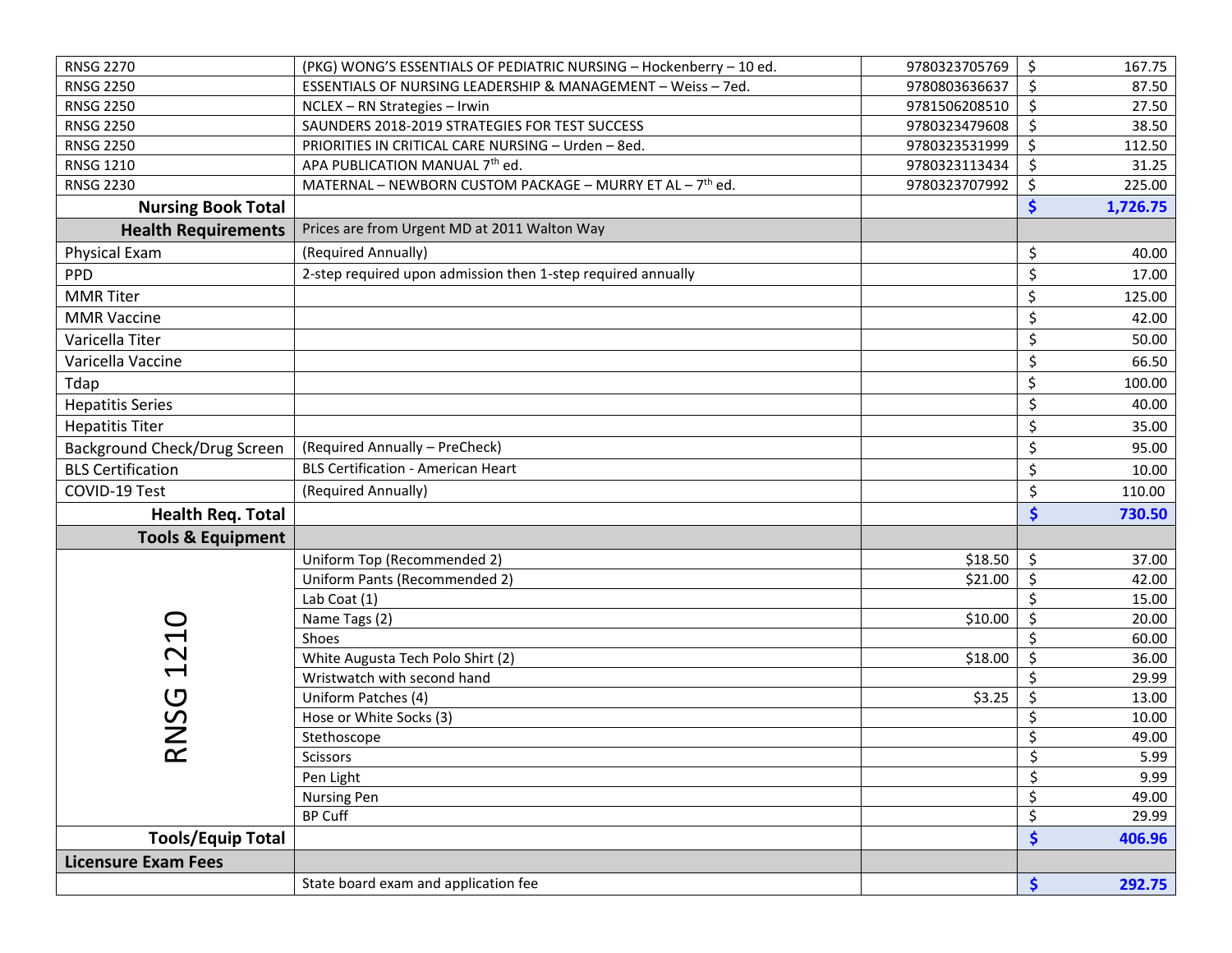| | | | |
|---|---|---|---|
| RNSG 2270 | (PKG) WONG'S ESSENTIALS OF PEDIATRIC NURSING – Hockenberry – 10 ed. | 9780323705769 | $ 167.75 |
| RNSG 2250 | ESSENTIALS OF NURSING LEADERSHIP & MANAGEMENT – Weiss – 7ed. | 9780803636637 | $ 87.50 |
| RNSG 2250 | NCLEX – RN Strategies – Irwin | 9781506208510 | $ 27.50 |
| RNSG 2250 | SAUNDERS 2018-2019 STRATEGIES FOR TEST SUCCESS | 9780323479608 | $ 38.50 |
| RNSG 2250 | PRIORITIES IN CRITICAL CARE NURSING – Urden – 8ed. | 9780323531999 | $ 112.50 |
| RNSG 1210 | APA PUBLICATION MANUAL 7th ed. | 9780323113434 | $ 31.25 |
| RNSG 2230 | MATERNAL – NEWBORN CUSTOM PACKAGE – MURRY ET AL – 7th ed. | 9780323707992 | $ 225.00 |
| **Nursing Book Total** | | | **$ 1,726.75** |
| **Health Requirements** | Prices are from Urgent MD at 2011 Walton Way | | |
| Physical Exam | (Required Annually) | | $ 40.00 |
| PPD | 2-step required upon admission then 1-step required annually | | $ 17.00 |
| MMR Titer | | | $ 125.00 |
| MMR Vaccine | | | $ 42.00 |
| Varicella Titer | | | $ 50.00 |
| Varicella Vaccine | | | $ 66.50 |
| Tdap | | | $ 100.00 |
| Hepatitis Series | | | $ 40.00 |
| Hepatitis Titer | | | $ 35.00 |
| Background Check/Drug Screen | (Required Annually – PreCheck) | | $ 95.00 |
| BLS Certification | BLS Certification - American Heart | | $ 10.00 |
| COVID-19 Test | (Required Annually) | | $ 110.00 |
| **Health Req. Total** | | | **$ 730.50** |
| **Tools & Equipment** | | | |
| RNSG 1210 | Uniform Top (Recommended 2) | $18.50 | $ 37.00 |
| | Uniform Pants (Recommended 2) | $21.00 | $ 42.00 |
| | Lab Coat (1) | | $ 15.00 |
| | Name Tags (2) | $10.00 | $ 20.00 |
| | Shoes | | $ 60.00 |
| | White Augusta Tech Polo Shirt (2) | $18.00 | $ 36.00 |
| | Wristwatch with second hand | | $ 29.99 |
| | Uniform Patches (4) | $3.25 | $ 13.00 |
| | Hose or White Socks (3) | | $ 10.00 |
| | Stethoscope | | $ 49.00 |
| | Scissors | | $ 5.99 |
| | Pen Light | | $ 9.99 |
| | Nursing Pen | | $ 49.00 |
| | BP Cuff | | $ 29.99 |
| **Tools/Equip Total** | | | **$ 406.96** |
| **Licensure Exam Fees** | | | |
| | State board exam and application fee | | **$ 292.75** |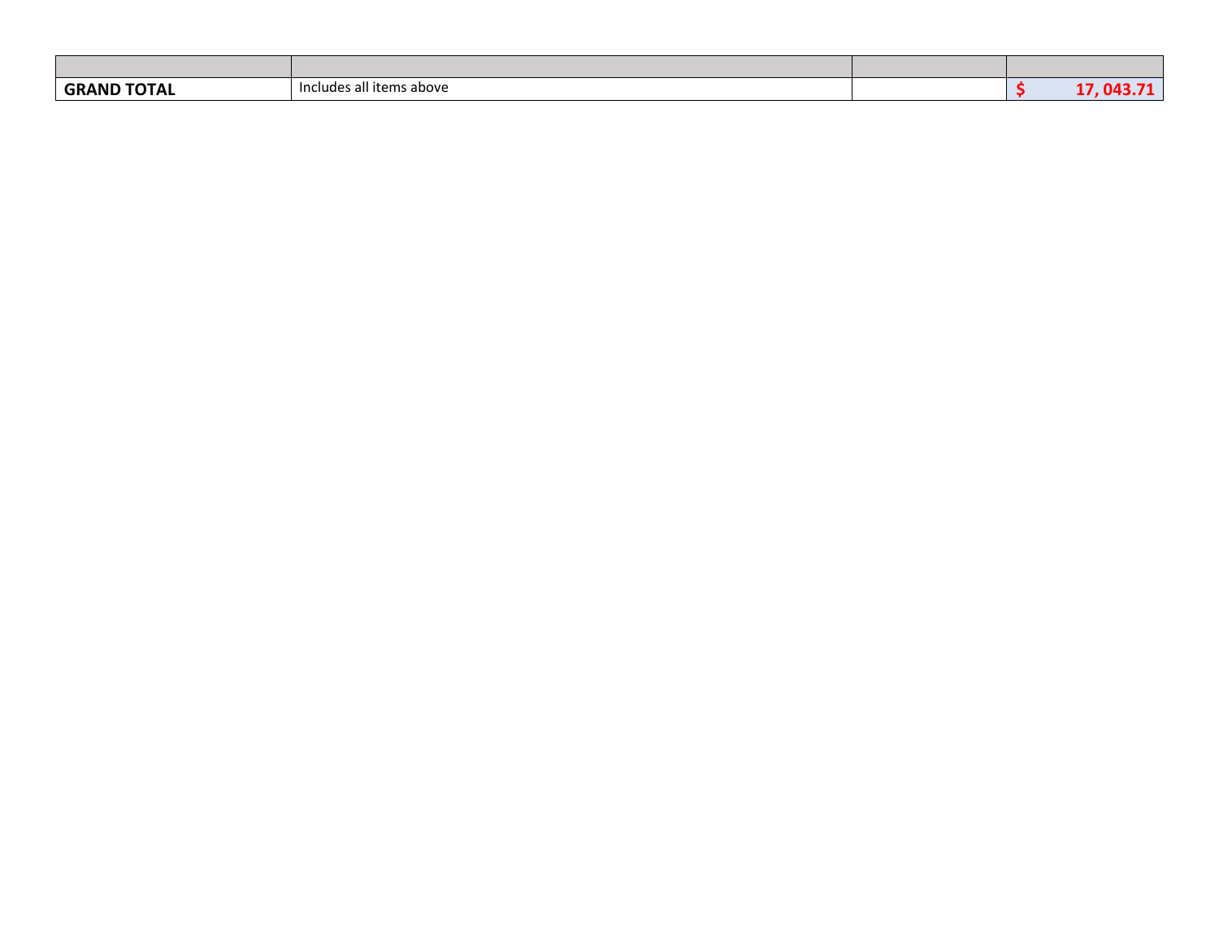| | | | |
|---|---|---|---|
| **GRAND TOTAL** | Includes all items above | | **$ 17, 043.71** |